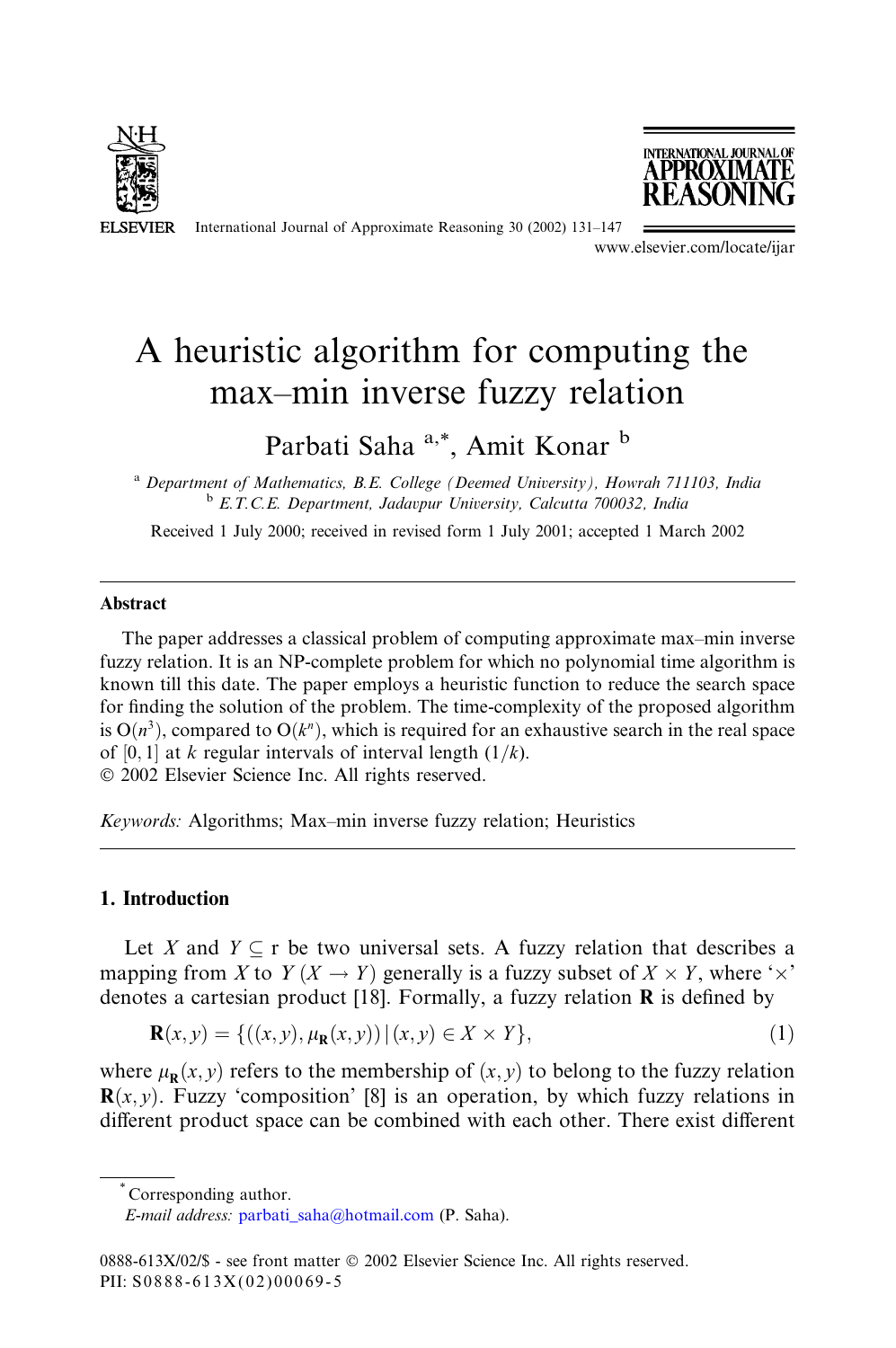# A heuristic algorithm for computing the max–min inverse fuzzy relation

Parbati Saha [a,*], Amit Konar [b]

[a] *Department of Mathematics, B.E. College (Deemed University), Howrah 711103, India*
[b] *E.T.C.E. Department, Jadavpur University, Calcutta 700032, India*

Received 1 July 2000; received in revised form 1 July 2001; accepted 1 March 2002

## Abstract

The paper addresses a classical problem of computing approximate max–min inverse fuzzy relation. It is an NP-complete problem for which no polynomial time algorithm is known till this date. The paper employs a heuristic function to reduce the search space for finding the solution of the problem. The time-complexity of the proposed algorithm is $O(n^3)$, compared to $O(k^n)$, which is required for an exhaustive search in the real space of $[0, 1]$ at $k$ regular intervals of interval length $(1/k)$.
© 2002 Elsevier Science Inc. All rights reserved.

*Keywords:* Algorithms; Max–min inverse fuzzy relation; Heuristics

## 1. Introduction

Let $X$ and $Y \subseteq$ r be two universal sets. A fuzzy relation that describes a mapping from $X$ to $Y$ $(X \to Y)$ generally is a fuzzy subset of $X \times Y$, where '$\times$' denotes a cartesian product [18]. Formally, a fuzzy relation $\mathbf{R}$ is defined by

$$\mathbf{R}(x, y) = \{((x, y), \mu_{\mathbf{R}}(x, y)) \,|\, (x, y) \in X \times Y\}, \tag{1}$$

where $\mu_{\mathbf{R}}(x, y)$ refers to the membership of $(x, y)$ to belong to the fuzzy relation $\mathbf{R}(x, y)$. Fuzzy 'composition' [8] is an operation, by which fuzzy relations in different product space can be combined with each other. There exist different

---

\* Corresponding author.
*E-mail address:* parbati_saha@hotmail.com (P. Saha).

0888-613X/02/$ - see front matter © 2002 Elsevier Science Inc. All rights reserved.
PII: S0888-613X(02)00069-5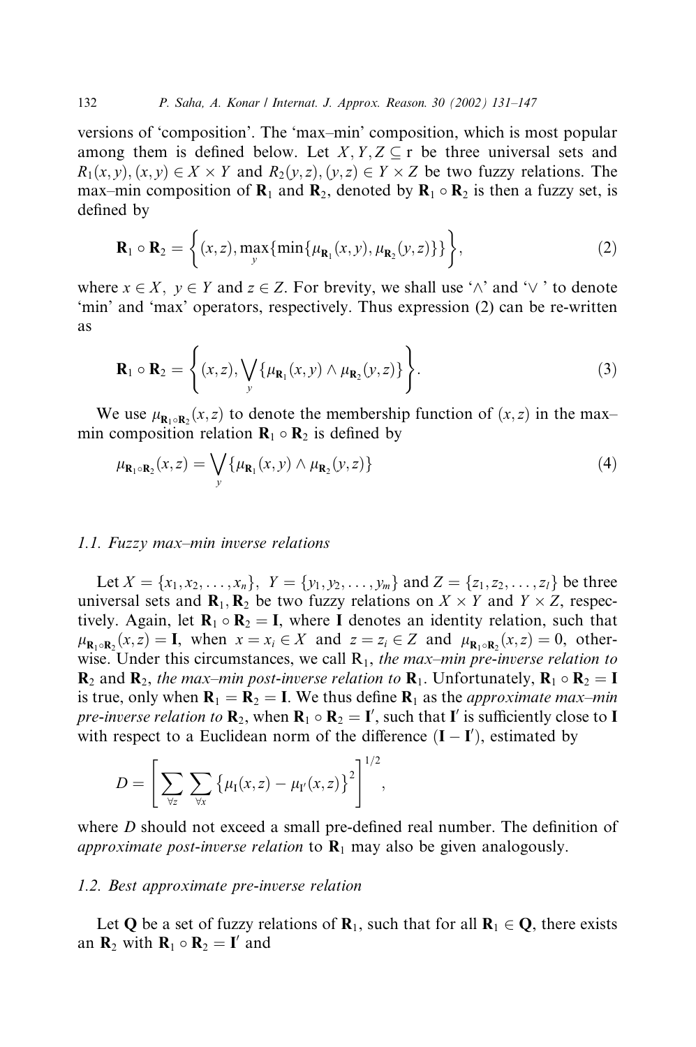versions of 'composition'. The 'max–min' composition, which is most popular among them is defined below. Let $X, Y, Z \subseteq$ r be three universal sets and $R_1(x, y), (x, y) \in X \times Y$ and $R_2(y, z), (y, z) \in Y \times Z$ be two fuzzy relations. The max–min composition of $\mathbf{R}_1$ and $\mathbf{R}_2$, denoted by $\mathbf{R}_1 \circ \mathbf{R}_2$ is then a fuzzy set, is defined by

$$\mathbf{R}_1 \circ \mathbf{R}_2 = \left\{ (x, z), \max_y \{ \min\{ \mu_{\mathbf{R}_1}(x, y), \mu_{\mathbf{R}_2}(y, z) \} \} \right\}, \tag{2}$$

where $x \in X$, $y \in Y$ and $z \in Z$. For brevity, we shall use '$\wedge$' and '$\vee$' to denote 'min' and 'max' operators, respectively. Thus expression (2) can be re-written as

$$\mathbf{R}_1 \circ \mathbf{R}_2 = \left\{ (x, z), \bigvee_y \{ \mu_{\mathbf{R}_1}(x, y) \wedge \mu_{\mathbf{R}_2}(y, z) \} \right\}. \tag{3}$$

We use $\mu_{\mathbf{R}_1 \circ \mathbf{R}_2}(x, z)$ to denote the membership function of $(x, z)$ in the max–min composition relation $\mathbf{R}_1 \circ \mathbf{R}_2$ is defined by

$$\mu_{\mathbf{R}_1 \circ \mathbf{R}_2}(x, z) = \bigvee_y \{ \mu_{\mathbf{R}_1}(x, y) \wedge \mu_{\mathbf{R}_2}(y, z) \} \tag{4}$$

### 1.1. Fuzzy max–min inverse relations

Let $X = \{x_1, x_2, \ldots, x_n\}$, $Y = \{y_1, y_2, \ldots, y_m\}$ and $Z = \{z_1, z_2, \ldots, z_l\}$ be three universal sets and $\mathbf{R}_1, \mathbf{R}_2$ be two fuzzy relations on $X \times Y$ and $Y \times Z$, respectively. Again, let $\mathbf{R}_1 \circ \mathbf{R}_2 = \mathbf{I}$, where $\mathbf{I}$ denotes an identity relation, such that $\mu_{\mathbf{R}_1 \circ \mathbf{R}_2}(x, z) = \mathbf{I}$, when $x = x_i \in X$ and $z = z_i \in Z$ and $\mu_{\mathbf{R}_1 \circ \mathbf{R}_2}(x, z) = 0$, otherwise. Under this circumstances, we call $\mathrm{R}_1$, *the max–min pre-inverse relation to* $\mathbf{R}_2$ and $\mathbf{R}_2$, *the max–min post-inverse relation to* $\mathbf{R}_1$. Unfortunately, $\mathbf{R}_1 \circ \mathbf{R}_2 = \mathbf{I}$ is true, only when $\mathbf{R}_1 = \mathbf{R}_2 = \mathbf{I}$. We thus define $\mathbf{R}_1$ as the *approximate max–min pre-inverse relation to* $\mathbf{R}_2$, when $\mathbf{R}_1 \circ \mathbf{R}_2 = \mathbf{I}'$, such that $\mathbf{I}'$ is sufficiently close to $\mathbf{I}$ with respect to a Euclidean norm of the difference $(\mathbf{I} - \mathbf{I}')$, estimated by

$$D = \left[ \sum_{\forall z} \sum_{\forall x} \left\{ \mu_{\mathbf{I}}(x, z) - \mu_{\mathbf{I}'}(x, z) \right\}^2 \right]^{1/2},$$

where $D$ should not exceed a small pre-defined real number. The definition of *approximate post-inverse relation* to $\mathbf{R}_1$ may also be given analogously.

### 1.2. Best approximate pre-inverse relation

Let $\mathbf{Q}$ be a set of fuzzy relations of $\mathbf{R}_1$, such that for all $\mathbf{R}_1 \in \mathbf{Q}$, there exists an $\mathbf{R}_2$ with $\mathbf{R}_1 \circ \mathbf{R}_2 = \mathbf{I}'$ and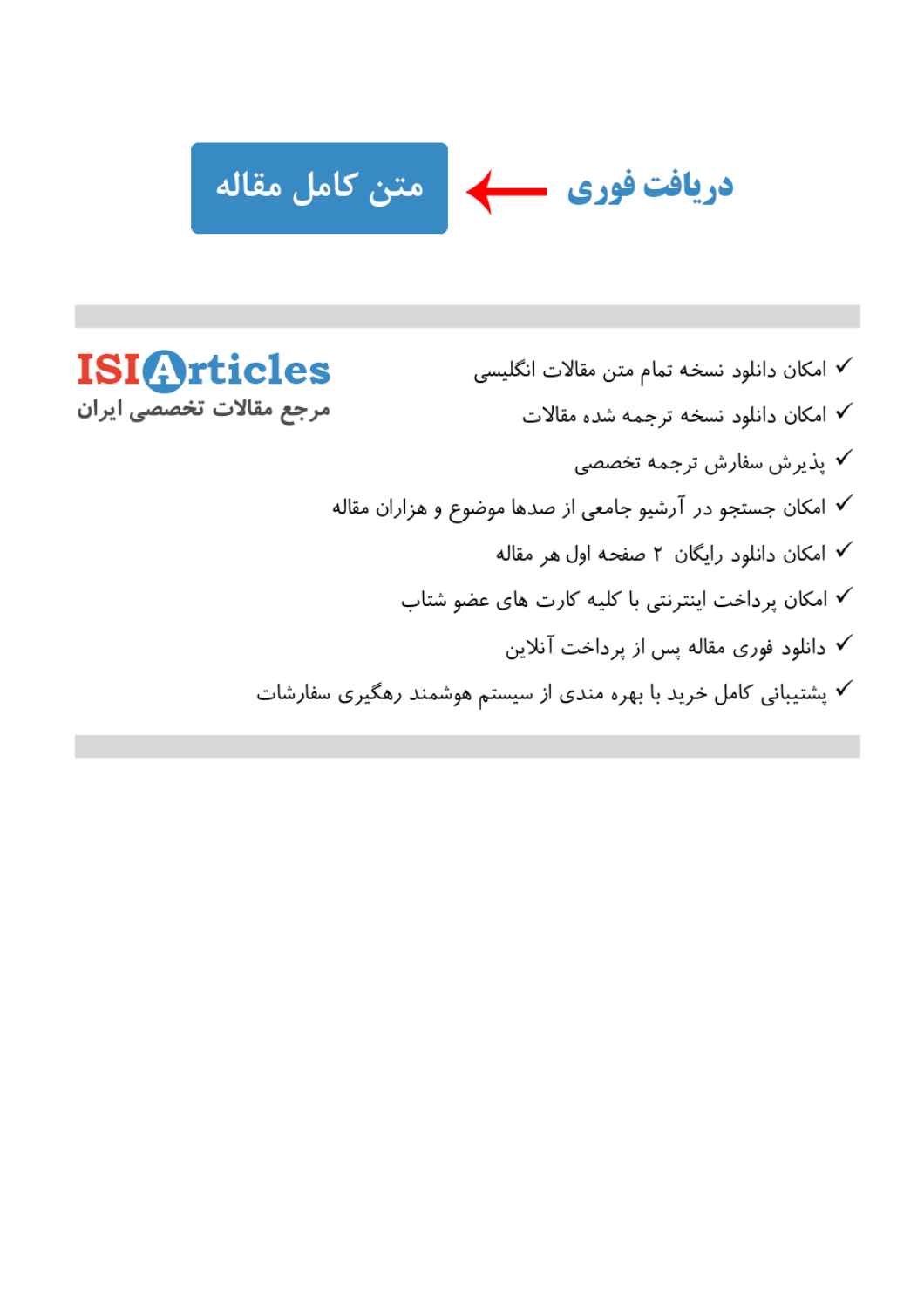دریافت فوری ← متن کامل مقاله

**ISIArticles**
مرجع مقالات تخصصی ایران

- ✓ امکان دانلود نسخه تمام متن مقالات انگلیسی
- ✓ امکان دانلود نسخه ترجمه شده مقالات
- ✓ پذیرش سفارش ترجمه تخصصی
- ✓ امکان جستجو در آرشیو جامعی از صدها موضوع و هزاران مقاله
- ✓ امکان دانلود رایگان ۲ صفحه اول هر مقاله
- ✓ امکان پرداخت اینترنتی با کلیه کارت های عضو شتاب
- ✓ دانلود فوری مقاله پس از پرداخت آنلاین
- ✓ پشتیبانی کامل خرید با بهره مندی از سیستم هوشمند رهگیری سفارشات